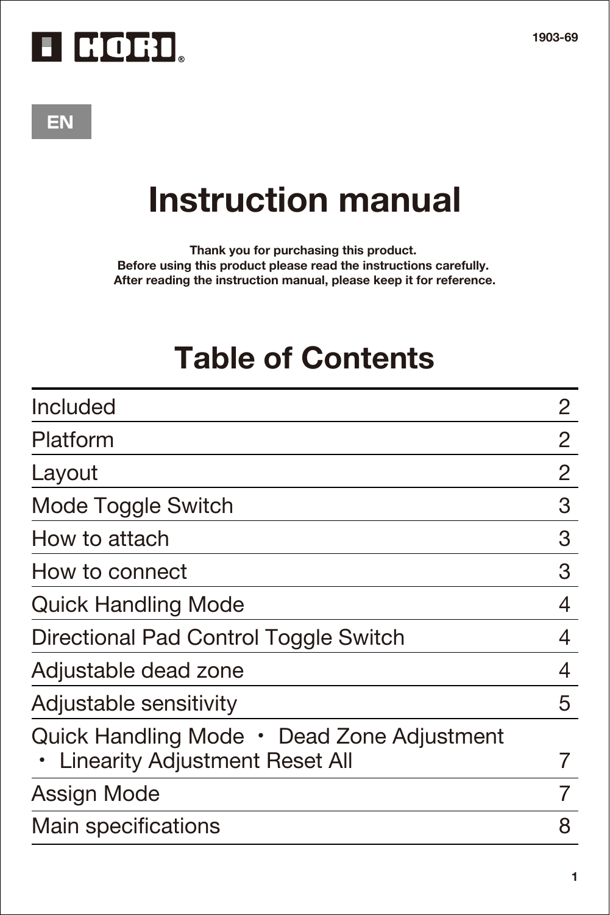HORI®

1903-69

EN

# Instruction manual

**Thank you for purchasing this product.**
**Before using this product please read the instructions carefully.**
**After reading the instruction manual, please keep it for reference.**

## Table of Contents

| | |
|---|---|
| Included | 2 |
| Platform | 2 |
| Layout | 2 |
| Mode Toggle Switch | 3 |
| How to attach | 3 |
| How to connect | 3 |
| Quick Handling Mode | 4 |
| Directional Pad Control Toggle Switch | 4 |
| Adjustable dead zone | 4 |
| Adjustable sensitivity | 5 |
| Quick Handling Mode ・ Dead Zone Adjustment ・ Linearity Adjustment Reset All | 7 |
| Assign Mode | 7 |
| Main specifications | 8 |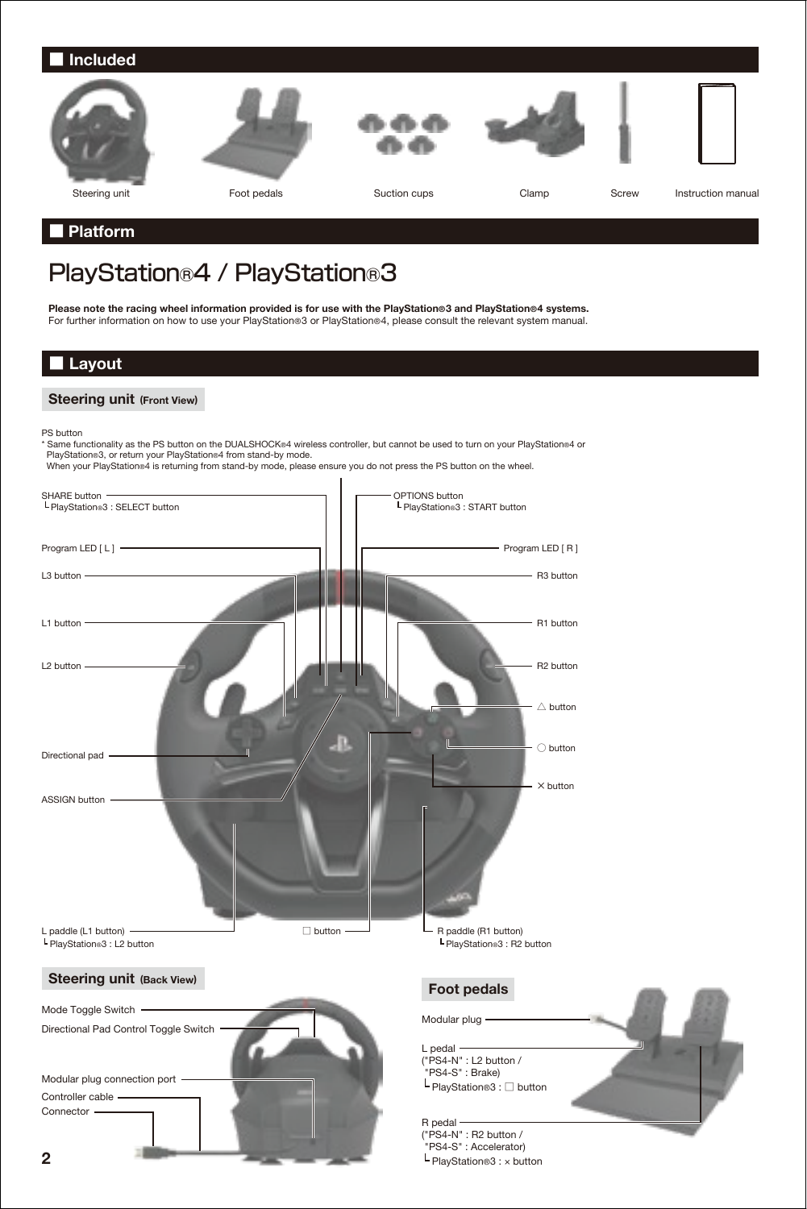## Included

Steering unit

Foot pedals

Suction cups

Clamp

Screw

Instruction manual

## Platform

# PlayStation®4 / PlayStation®3

**Please note the racing wheel information provided is for use with the PlayStation®3 and PlayStation®4 systems.**
For further information on how to use your PlayStation®3 or PlayStation®4, please consult the relevant system manual.

## Layout

### Steering unit (Front View)

PS button
* Same functionality as the PS button on the DUALSHOCK®4 wireless controller, but cannot be used to turn on your PlayStation®4 or PlayStation®3, or return your PlayStation®4 from stand-by mode.
When your PlayStation®4 is returning from stand-by mode, please ensure you do not press the PS button on the wheel.

SHARE button
└ PlayStation®3 : SELECT button

OPTIONS button
└ PlayStation®3 : START button

Program LED [ L ]

Program LED [ R ]

L3 button

R3 button

L1 button

R1 button

L2 button

R2 button

△ button

○ button

× button

Directional pad

ASSIGN button

L paddle (L1 button)
└ PlayStation®3 : L2 button

□ button

R paddle (R1 button)
└ PlayStation®3 : R2 button

### Steering unit (Back View)

Mode Toggle Switch

Directional Pad Control Toggle Switch

Modular plug connection port

Controller cable

Connector

### Foot pedals

Modular plug

L pedal
("PS4-N" : L2 button /
"PS4-S" : Brake)
└ PlayStation®3 : □ button

R pedal
("PS4-N" : R2 button /
"PS4-S" : Accelerator)
└ PlayStation®3 : × button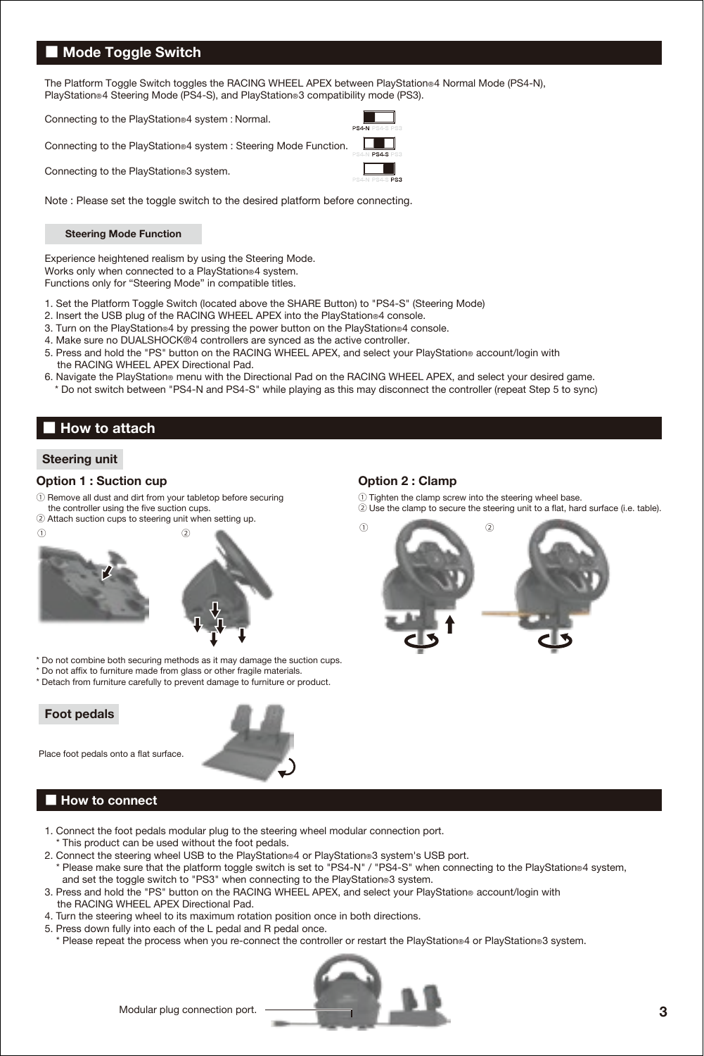## Mode Toggle Switch

The Platform Toggle Switch toggles the RACING WHEEL APEX between PlayStation®4 Normal Mode (PS4-N), PlayStation®4 Steering Mode (PS4-S), and PlayStation®3 compatibility mode (PS3).

Connecting to the PlayStation®4 system : Normal. — PS4-N PS4-S PS3

Connecting to the PlayStation®4 system : Steering Mode Function. — PS4-N PS4-S PS3

Connecting to the PlayStation®3 system. — PS4-N PS4-S PS3

Note : Please set the toggle switch to the desired platform before connecting.

### Steering Mode Function

Experience heightened realism by using the Steering Mode.
Works only when connected to a PlayStation®4 system.
Functions only for “Steering Mode” in compatible titles.

1. Set the Platform Toggle Switch (located above the SHARE Button) to "PS4-S" (Steering Mode)
2. Insert the USB plug of the RACING WHEEL APEX into the PlayStation®4 console.
3. Turn on the PlayStation®4 by pressing the power button on the PlayStation®4 console.
4. Make sure no DUALSHOCK®4 controllers are synced as the active controller.
5. Press and hold the "PS" button on the RACING WHEEL APEX, and select your PlayStation® account/login with the RACING WHEEL APEX Directional Pad.
6. Navigate the PlayStation® menu with the Directional Pad on the RACING WHEEL APEX, and select your desired game.
   * Do not switch between "PS4-N and PS4-S" while playing as this may disconnect the controller (repeat Step 5 to sync)

## How to attach

### Steering unit

**Option 1 : Suction cup**

① Remove all dust and dirt from your tabletop before securing the controller using the five suction cups.
② Attach suction cups to steering unit when setting up.

* Do not combine both securing methods as it may damage the suction cups.
* Do not affix to furniture made from glass or other fragile materials.
* Detach from furniture carefully to prevent damage to furniture or product.

**Option 2 : Clamp**

① Tighten the clamp screw into the steering wheel base.
② Use the clamp to secure the steering unit to a flat, hard surface (i.e. table).

### Foot pedals

Place foot pedals onto a flat surface.

## How to connect

1. Connect the foot pedals modular plug to the steering wheel modular connection port.
   * This product can be used without the foot pedals.
2. Connect the steering wheel USB to the PlayStation®4 or PlayStation®3 system's USB port.
   * Please make sure that the platform toggle switch is set to "PS4-N" / "PS4-S" when connecting to the PlayStation®4 system, and set the toggle switch to "PS3" when connecting to the PlayStation®3 system.
3. Press and hold the "PS" button on the RACING WHEEL APEX, and select your PlayStation® account/login with the RACING WHEEL APEX Directional Pad.
4. Turn the steering wheel to its maximum rotation position once in both directions.
5. Press down fully into each of the L pedal and R pedal once.
   * Please repeat the process when you re-connect the controller or restart the PlayStation®4 or PlayStation®3 system.

Modular plug connection port.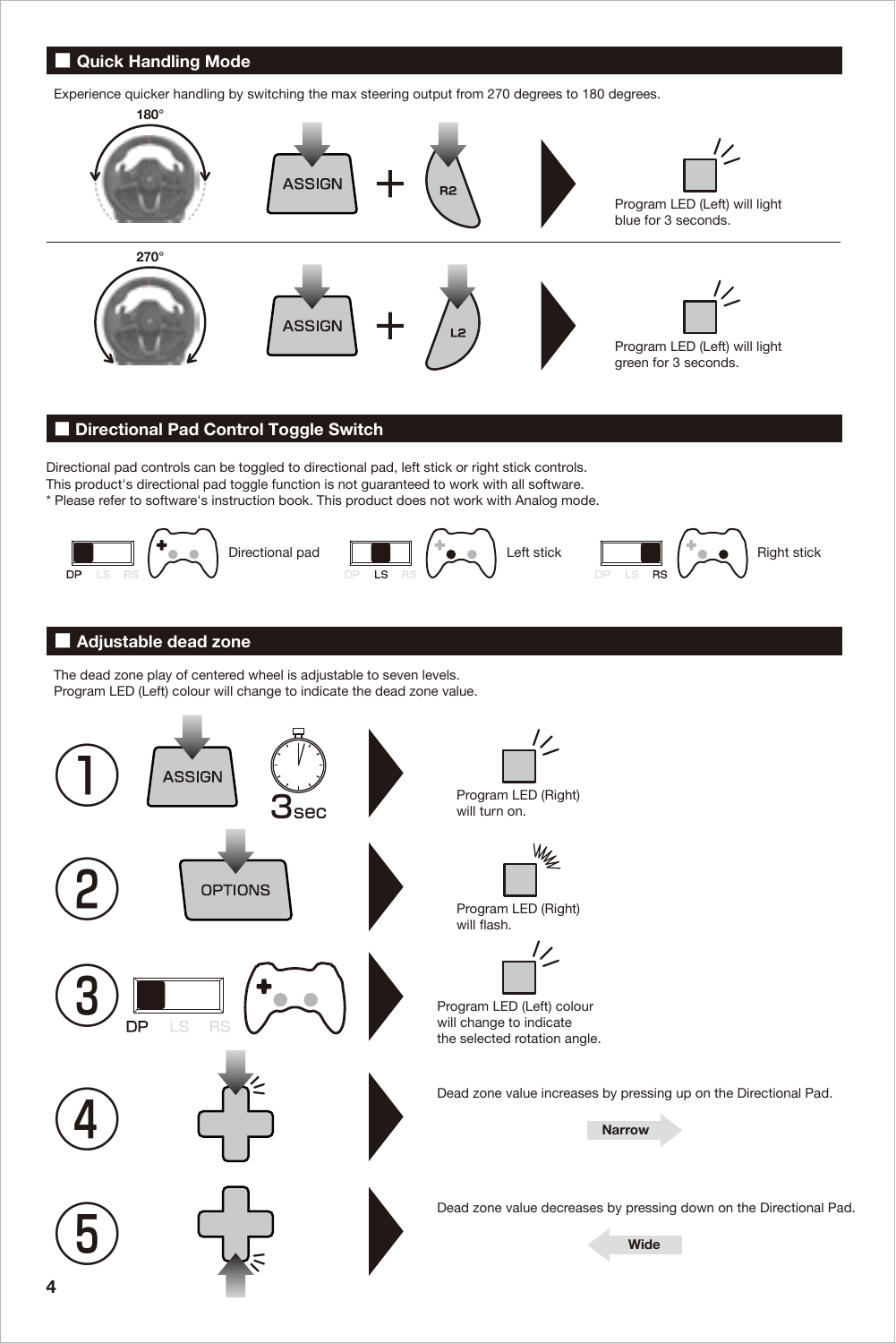## Quick Handling Mode

Experience quicker handling by switching the max steering output from 270 degrees to 180 degrees.

180°

ASSIGN + R2

Program LED (Left) will light blue for 3 seconds.

270°

ASSIGN + L2

Program LED (Left) will light green for 3 seconds.

## Directional Pad Control Toggle Switch

Directional pad controls can be toggled to directional pad, left stick or right stick controls.
This product's directional pad toggle function is not guaranteed to work with all software.
* Please refer to software's instruction book. This product does not work with Analog mode.

DP LS RS — Directional pad

DP LS RS — Left stick

DP LS RS — Right stick

## Adjustable dead zone

The dead zone play of centered wheel is adjustable to seven levels.
Program LED (Left) colour will change to indicate the dead zone value.

1. ASSIGN 3sec — Program LED (Right) will turn on.
2. OPTIONS — Program LED (Right) will flash.
3. DP LS RS — Program LED (Left) colour will change to indicate the selected rotation angle.
4. Dead zone value increases by pressing up on the Directional Pad.

   Narrow

5. Dead zone value decreases by pressing down on the Directional Pad.

   Wide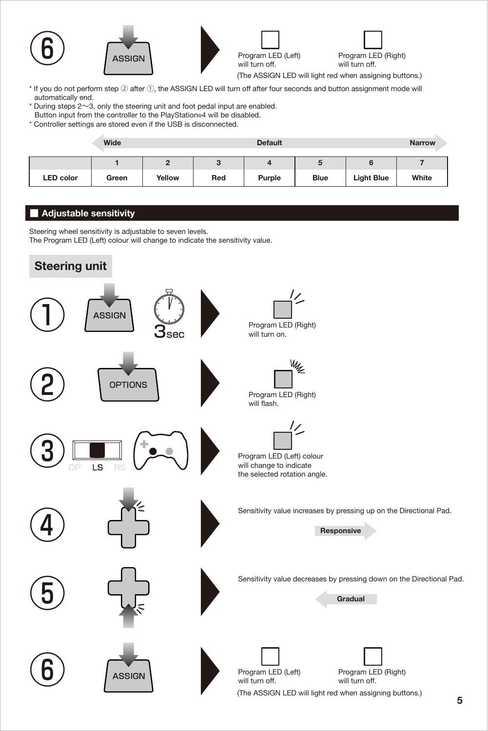⑥ ASSIGN

Program LED (Left) will turn off.

Program LED (Right) will turn off.

(The ASSIGN LED will light red when assigning buttons.)

* If you do not perform step ② after ①, the ASSIGN LED will turn off after four seconds and button assignment mode will automatically end.
* During steps 2〜3, only the steering unit and foot pedal input are enabled. Button input from the controller to the PlayStation®4 will be disabled.
* Controller settings are stored even if the USB is disconnected.

Wide ← Default → Narrow

| | 1 | 2 | 3 | 4 | 5 | 6 | 7 |
|---|---|---|---|---|---|---|---|
| LED color | Green | Yellow | Red | Purple | Blue | Light Blue | White |

## Adjustable sensitivity

Steering wheel sensitivity is adjustable to seven levels.
The Program LED (Left) colour will change to indicate the sensitivity value.

### Steering unit

① ASSIGN 3sec

Program LED (Right) will turn on.

② OPTIONS

Program LED (Right) will flash.

③ DP LS RS

Program LED (Left) colour will change to indicate the selected rotation angle.

④ Sensitivity value increases by pressing up on the Directional Pad.

Responsive

⑤ Sensitivity value decreases by pressing down on the Directional Pad.

Gradual

⑥ ASSIGN

Program LED (Left) will turn off.

Program LED (Right) will turn off.

(The ASSIGN LED will light red when assigning buttons.)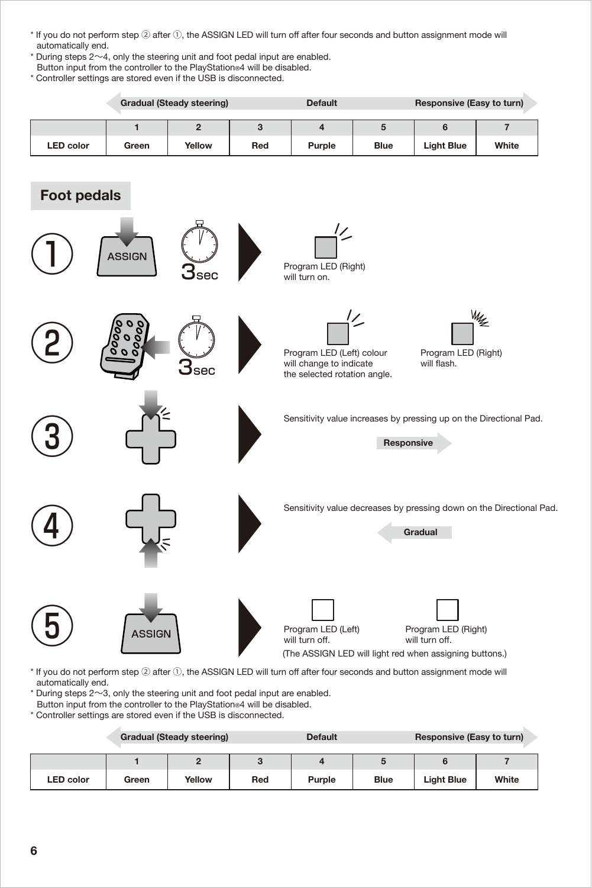* If you do not perform step ② after ①, the ASSIGN LED will turn off after four seconds and button assignment mode will automatically end.
* During steps 2〜4, only the steering unit and foot pedal input are enabled.
  Button input from the controller to the PlayStation®4 will be disabled.
* Controller settings are stored even if the USB is disconnected.

Gradual (Steady steering) ← Default → Responsive (Easy to turn)

| | 1 | 2 | 3 | 4 | 5 | 6 | 7 |
|---|---|---|---|---|---|---|---|
| LED color | Green | Yellow | Red | Purple | Blue | Light Blue | White |

## Foot pedals

① ASSIGN 3sec → Program LED (Right) will turn on.

② 3sec → Program LED (Left) colour will change to indicate the selected rotation angle. Program LED (Right) will flash.

③ → Sensitivity value increases by pressing up on the Directional Pad. **Responsive** →

④ → Sensitivity value decreases by pressing down on the Directional Pad. ← **Gradual**

⑤ ASSIGN → Program LED (Left) will turn off. Program LED (Right) will turn off.

(The ASSIGN LED will light red when assigning buttons.)

* If you do not perform step ② after ①, the ASSIGN LED will turn off after four seconds and button assignment mode will automatically end.
* During steps 2〜3, only the steering unit and foot pedal input are enabled.
  Button input from the controller to the PlayStation®4 will be disabled.
* Controller settings are stored even if the USB is disconnected.

Gradual (Steady steering) ← Default → Responsive (Easy to turn)

| | 1 | 2 | 3 | 4 | 5 | 6 | 7 |
|---|---|---|---|---|---|---|---|
| LED color | Green | Yellow | Red | Purple | Blue | Light Blue | White |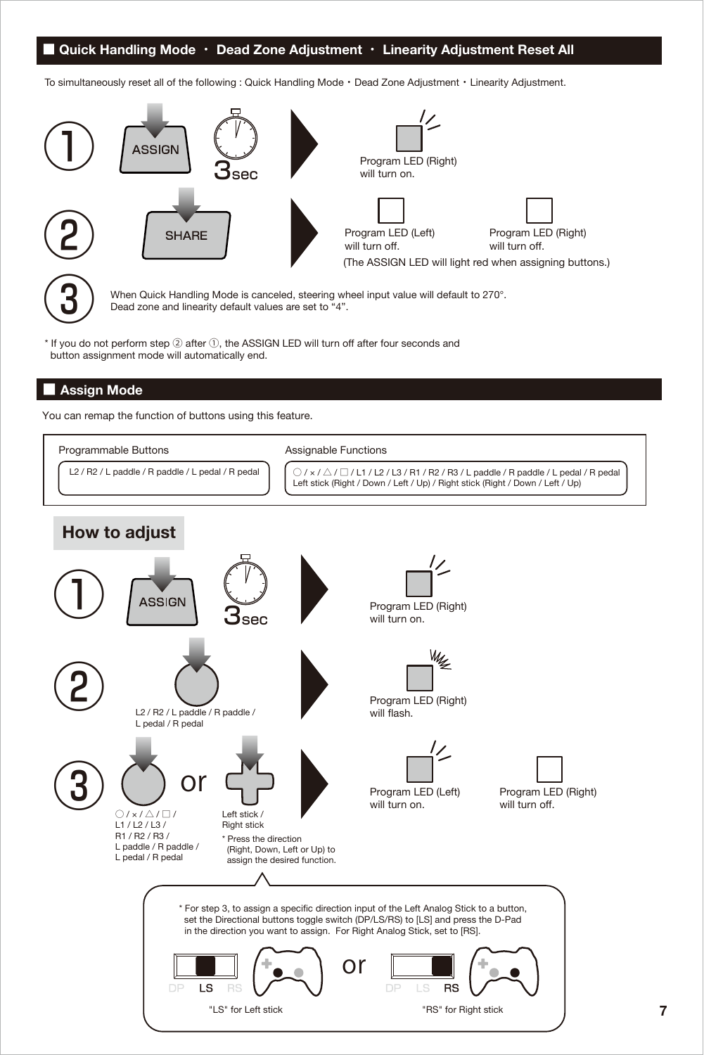## ■ Quick Handling Mode・Dead Zone Adjustment・Linearity Adjustment Reset All

To simultaneously reset all of the following : Quick Handling Mode・Dead Zone Adjustment・Linearity Adjustment.

① ASSIGN 3sec → Program LED (Right) will turn on.

② SHARE → Program LED (Left) will turn off. Program LED (Right) will turn off.
(The ASSIGN LED will light red when assigning buttons.)

③ When Quick Handling Mode is canceled, steering wheel input value will default to 270°.
Dead zone and linearity default values are set to "4".

* If you do not perform step ② after ①, the ASSIGN LED will turn off after four seconds and button assignment mode will automatically end.

## ■ Assign Mode

You can remap the function of buttons using this feature.

| Programmable Buttons | Assignable Functions |
| --- | --- |
| L2 / R2 / L paddle / R paddle / L pedal / R pedal | ○ / × / △ / □ / L1 / L2 / L3 / R1 / R2 / R3 / L paddle / R paddle / L pedal / R pedal Left stick (Right / Down / Left / Up) / Right stick (Right / Down / Left / Up) |

### How to adjust

① ASSIGN 3sec → Program LED (Right) will turn on.

② L2 / R2 / L paddle / R paddle / L pedal / R pedal → Program LED (Right) will flash.

③ ○ / × / △ / □ / L1 / L2 / L3 / R1 / R2 / R3 / L paddle / R paddle / L pedal / R pedal or Left stick / Right stick → Program LED (Left) will turn on. Program LED (Right) will turn off.

* Press the direction (Right, Down, Left or Up) to assign the desired function.

* For step 3, to assign a specific direction input of the Left Analog Stick to a button, set the Directional buttons toggle switch (DP/LS/RS) to [LS] and press the D-Pad in the direction you want to assign. For Right Analog Stick, set to [RS].

DP LS RS — "LS" for Left stick or DP LS RS — "RS" for Right stick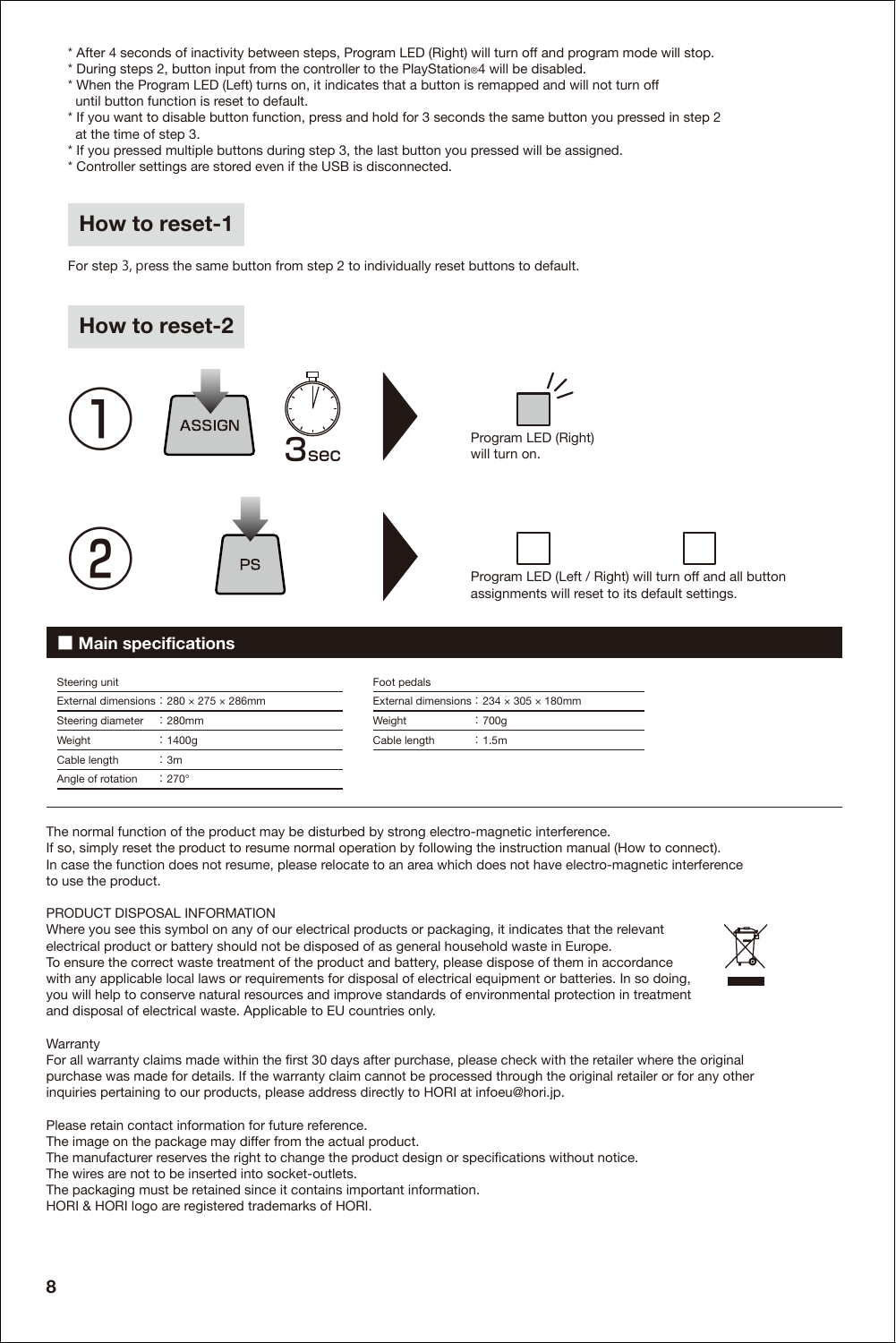* After 4 seconds of inactivity between steps, Program LED (Right) will turn off and program mode will stop.
* During steps 2, button input from the controller to the PlayStation®4 will be disabled.
* When the Program LED (Left) turns on, it indicates that a button is remapped and will not turn off until button function is reset to default.
* If you want to disable button function, press and hold for 3 seconds the same button you pressed in step 2 at the time of step 3.
* If you pressed multiple buttons during step 3, the last button you pressed will be assigned.
* Controller settings are stored even if the USB is disconnected.

## How to reset-1

For step 3, press the same button from step 2 to individually reset buttons to default.

## How to reset-2

① ASSIGN 3sec

Program LED (Right) will turn on.

② PS

Program LED (Left / Right) will turn off and all button assignments will reset to its default settings.

## ■ Main specifications

| Steering unit | |
|---|---|
| External dimensions | ：280 × 275 × 286mm |
| Steering diameter | ：280mm |
| Weight | ：1400g |
| Cable length | ：3m |
| Angle of rotation | ：270° |

| Foot pedals | |
|---|---|
| External dimensions | ：234 × 305 × 180mm |
| Weight | ：700g |
| Cable length | ：1.5m |

The normal function of the product may be disturbed by strong electro-magnetic interference.
If so, simply reset the product to resume normal operation by following the instruction manual (How to connect).
In case the function does not resume, please relocate to an area which does not have electro-magnetic interference to use the product.

PRODUCT DISPOSAL INFORMATION
Where you see this symbol on any of our electrical products or packaging, it indicates that the relevant electrical product or battery should not be disposed of as general household waste in Europe.
To ensure the correct waste treatment of the product and battery, please dispose of them in accordance with any applicable local laws or requirements for disposal of electrical equipment or batteries. In so doing, you will help to conserve natural resources and improve standards of environmental protection in treatment and disposal of electrical waste. Applicable to EU countries only.

Warranty
For all warranty claims made within the first 30 days after purchase, please check with the retailer where the original purchase was made for details. If the warranty claim cannot be processed through the original retailer or for any other inquiries pertaining to our products, please address directly to HORI at infoeu@hori.jp.

Please retain contact information for future reference.
The image on the package may differ from the actual product.
The manufacturer reserves the right to change the product design or specifications without notice.
The wires are not to be inserted into socket-outlets.
The packaging must be retained since it contains important information.
HORI & HORI logo are registered trademarks of HORI.